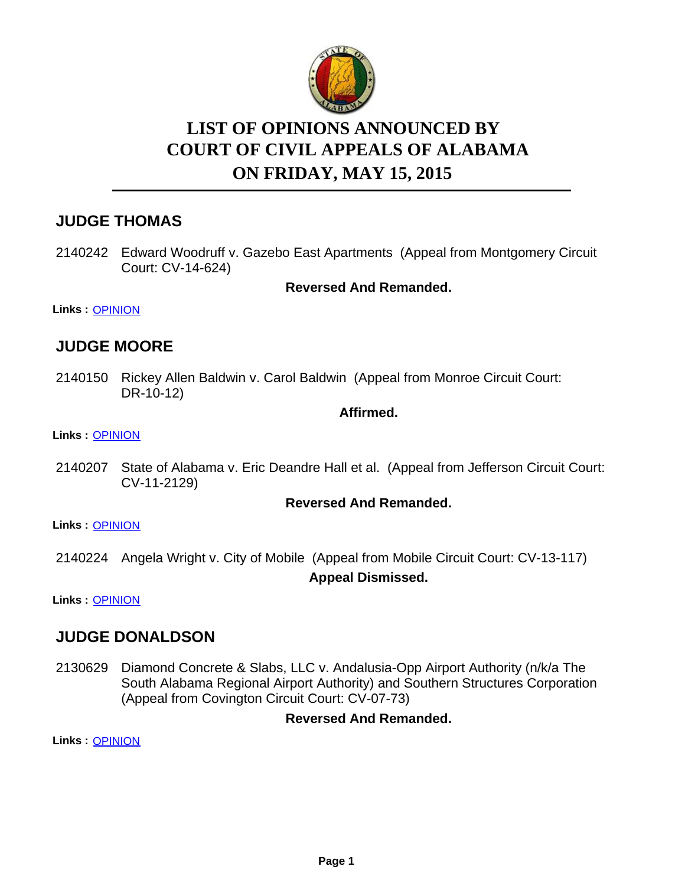# LIST OF OPINIONS ANNOUNCED BY COURT OF CIVIL APPEALS OF ALABAMA ON FRIDAY, MAY 15, 2015

## JUDGE THOMAS

2140242 Edward Woodruff v. Gazebo East Apartments (Appeal from Montgomery Circuit Court: CV-14-624)

**Reversed And Remanded.**

**Links :** OPINION

## JUDGE MOORE

2140150 Rickey Allen Baldwin v. Carol Baldwin (Appeal from Monroe Circuit Court: DR-10-12)

**Affirmed.**

**Links :** OPINION

2140207 State of Alabama v. Eric Deandre Hall et al. (Appeal from Jefferson Circuit Court: CV-11-2129)

**Reversed And Remanded.**

**Links :** OPINION

2140224 Angela Wright v. City of Mobile (Appeal from Mobile Circuit Court: CV-13-117)

**Appeal Dismissed.**

**Links :** OPINION

## JUDGE DONALDSON

2130629 Diamond Concrete & Slabs, LLC v. Andalusia-Opp Airport Authority (n/k/a The South Alabama Regional Airport Authority) and Southern Structures Corporation (Appeal from Covington Circuit Court: CV-07-73)

**Reversed And Remanded.**

**Links :** OPINION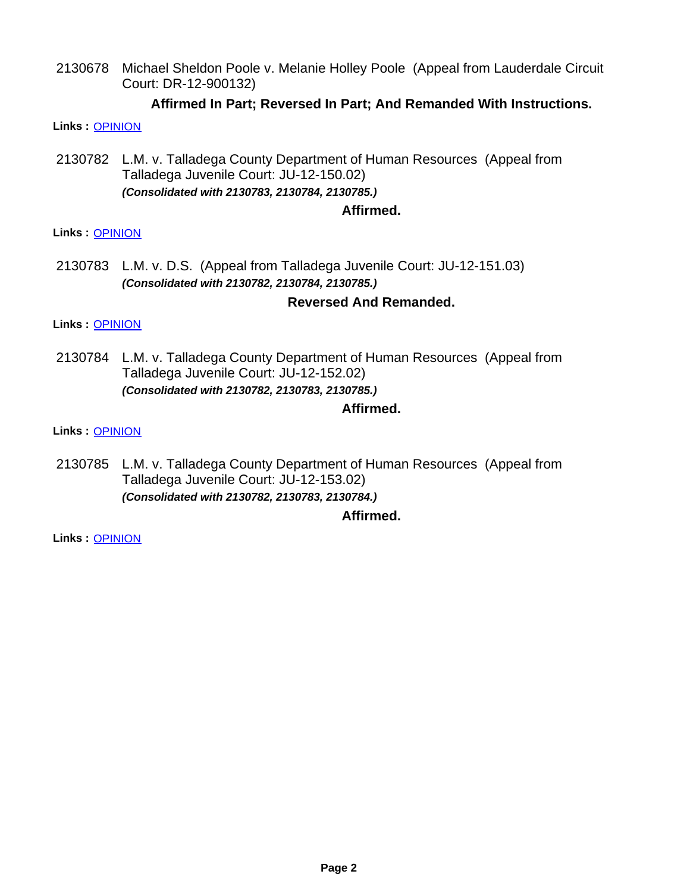2130678 Michael Sheldon Poole v. Melanie Holley Poole (Appeal from Lauderdale Circuit Court: DR-12-900132)

**Affirmed In Part; Reversed In Part; And Remanded With Instructions.**

**Links :** OPINION

2130782 L.M. v. Talladega County Department of Human Resources (Appeal from Talladega Juvenile Court: JU-12-150.02)
***(Consolidated with 2130783, 2130784, 2130785.)***

**Affirmed.**

**Links :** OPINION

2130783 L.M. v. D.S. (Appeal from Talladega Juvenile Court: JU-12-151.03)
***(Consolidated with 2130782, 2130784, 2130785.)***

**Reversed And Remanded.**

**Links :** OPINION

2130784 L.M. v. Talladega County Department of Human Resources (Appeal from Talladega Juvenile Court: JU-12-152.02)
***(Consolidated with 2130782, 2130783, 2130785.)***

**Affirmed.**

**Links :** OPINION

2130785 L.M. v. Talladega County Department of Human Resources (Appeal from Talladega Juvenile Court: JU-12-153.02)
***(Consolidated with 2130782, 2130783, 2130784.)***

**Affirmed.**

**Links :** OPINION